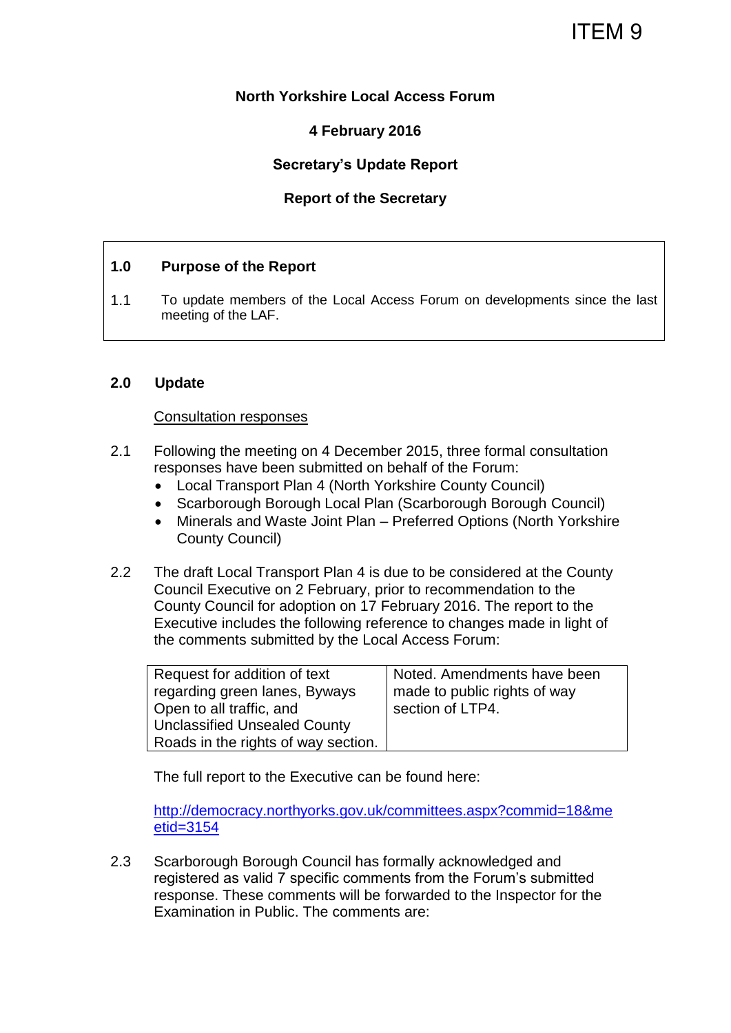ITEM 9

**North Yorkshire Local Access Forum**

**4 February 2016**

**Secretary's Update Report**

**Report of the Secretary**

## 1.0 Purpose of the Report

1.1 To update members of the Local Access Forum on developments since the last meeting of the LAF.

## 2.0 Update

Consultation responses

2.1 Following the meeting on 4 December 2015, three formal consultation responses have been submitted on behalf of the Forum:

- Local Transport Plan 4 (North Yorkshire County Council)
- Scarborough Borough Local Plan (Scarborough Borough Council)
- Minerals and Waste Joint Plan – Preferred Options (North Yorkshire County Council)

2.2 The draft Local Transport Plan 4 is due to be considered at the County Council Executive on 2 February, prior to recommendation to the County Council for adoption on 17 February 2016. The report to the Executive includes the following reference to changes made in light of the comments submitted by the Local Access Forum:

| | |
|---|---|
| Request for addition of text regarding green lanes, Byways Open to all traffic, and Unclassified Unsealed County Roads in the rights of way section. | Noted. Amendments have been made to public rights of way section of LTP4. |

The full report to the Executive can be found here:

http://democracy.northyorks.gov.uk/committees.aspx?commid=18&meetid=3154

2.3 Scarborough Borough Council has formally acknowledged and registered as valid 7 specific comments from the Forum's submitted response. These comments will be forwarded to the Inspector for the Examination in Public. The comments are: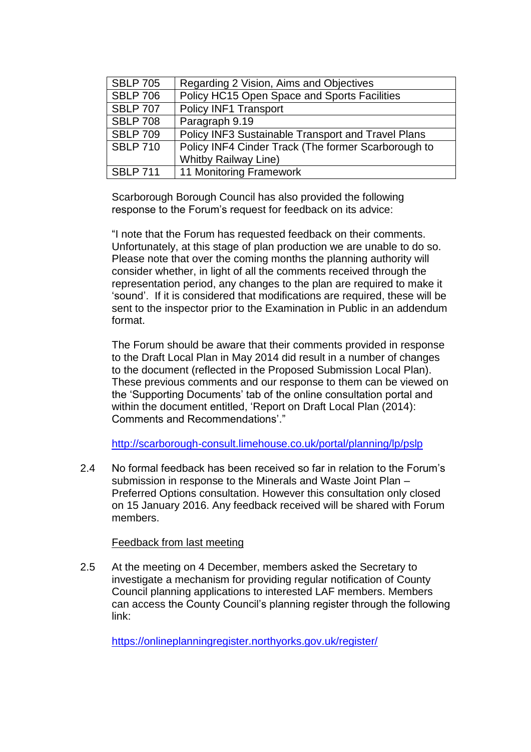| SBLP 705 | Regarding 2 Vision, Aims and Objectives |
|---|---|
| SBLP 706 | Policy HC15 Open Space and Sports Facilities |
| SBLP 707 | Policy INF1 Transport |
| SBLP 708 | Paragraph 9.19 |
| SBLP 709 | Policy INF3 Sustainable Transport and Travel Plans |
| SBLP 710 | Policy INF4 Cinder Track (The former Scarborough to Whitby Railway Line) |
| SBLP 711 | 11 Monitoring Framework |

Scarborough Borough Council has also provided the following response to the Forum's request for feedback on its advice:

"I note that the Forum has requested feedback on their comments. Unfortunately, at this stage of plan production we are unable to do so. Please note that over the coming months the planning authority will consider whether, in light of all the comments received through the representation period, any changes to the plan are required to make it 'sound'. If it is considered that modifications are required, these will be sent to the inspector prior to the Examination in Public in an addendum format.

The Forum should be aware that their comments provided in response to the Draft Local Plan in May 2014 did result in a number of changes to the document (reflected in the Proposed Submission Local Plan). These previous comments and our response to them can be viewed on the 'Supporting Documents' tab of the online consultation portal and within the document entitled, 'Report on Draft Local Plan (2014): Comments and Recommendations'."

http://scarborough-consult.limehouse.co.uk/portal/planning/lp/pslp

2.4 No formal feedback has been received so far in relation to the Forum's submission in response to the Minerals and Waste Joint Plan – Preferred Options consultation. However this consultation only closed on 15 January 2016. Any feedback received will be shared with Forum members.

Feedback from last meeting

2.5 At the meeting on 4 December, members asked the Secretary to investigate a mechanism for providing regular notification of County Council planning applications to interested LAF members. Members can access the County Council's planning register through the following link:

https://onlineplanningregister.northyorks.gov.uk/register/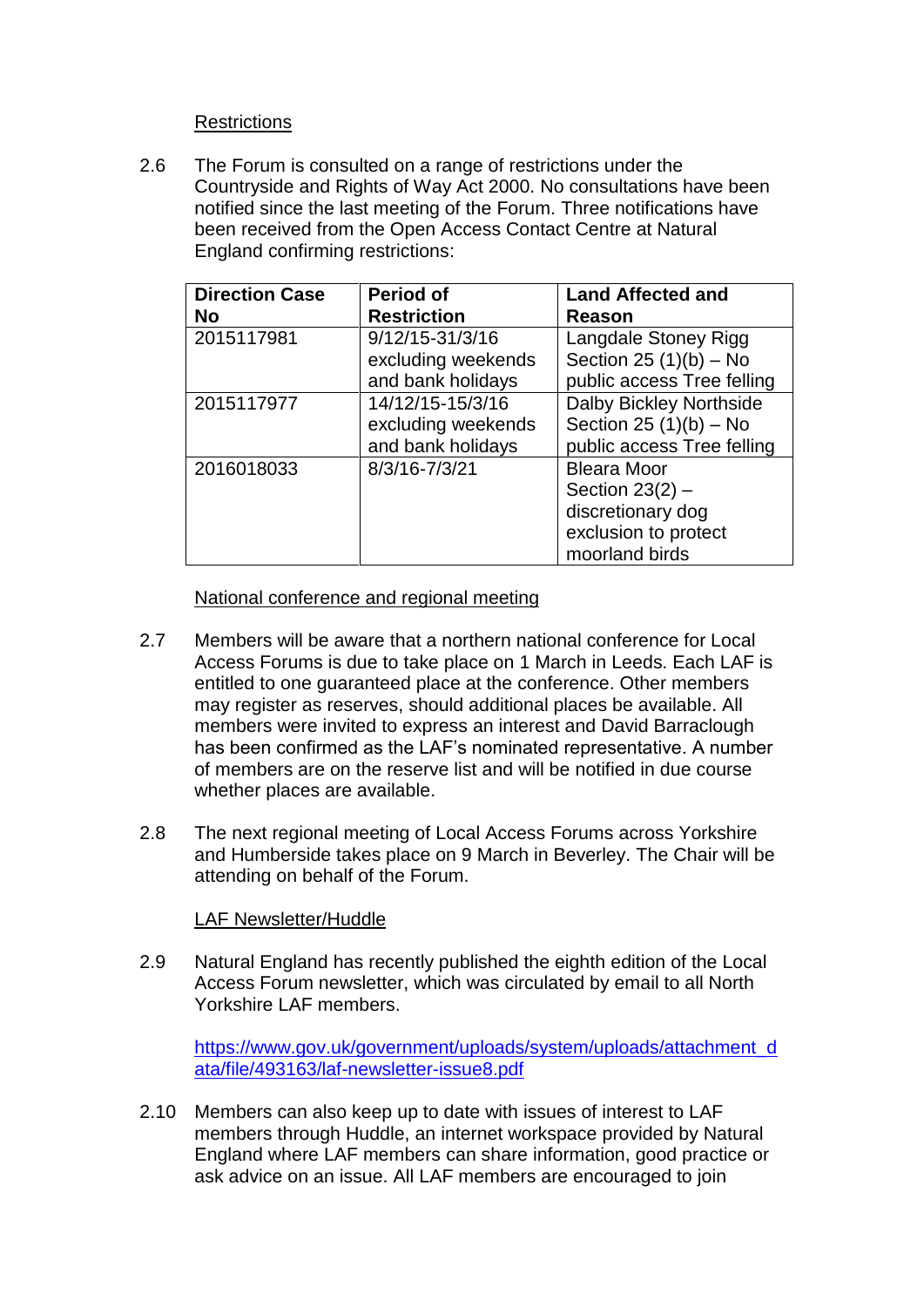Restrictions

2.6 The Forum is consulted on a range of restrictions under the Countryside and Rights of Way Act 2000. No consultations have been notified since the last meeting of the Forum. Three notifications have been received from the Open Access Contact Centre at Natural England confirming restrictions:

| Direction Case No | Period of Restriction | Land Affected and Reason |
|---|---|---|
| 2015117981 | 9/12/15-31/3/16 excluding weekends and bank holidays | Langdale Stoney Rigg Section 25 (1)(b) – No public access Tree felling |
| 2015117977 | 14/12/15-15/3/16 excluding weekends and bank holidays | Dalby Bickley Northside Section 25 (1)(b) – No public access Tree felling |
| 2016018033 | 8/3/16-7/3/21 | Bleara Moor Section 23(2) – discretionary dog exclusion to protect moorland birds |

National conference and regional meeting

2.7 Members will be aware that a northern national conference for Local Access Forums is due to take place on 1 March in Leeds. Each LAF is entitled to one guaranteed place at the conference. Other members may register as reserves, should additional places be available. All members were invited to express an interest and David Barraclough has been confirmed as the LAF's nominated representative. A number of members are on the reserve list and will be notified in due course whether places are available.

2.8 The next regional meeting of Local Access Forums across Yorkshire and Humberside takes place on 9 March in Beverley. The Chair will be attending on behalf of the Forum.

LAF Newsletter/Huddle

2.9 Natural England has recently published the eighth edition of the Local Access Forum newsletter, which was circulated by email to all North Yorkshire LAF members.

https://www.gov.uk/government/uploads/system/uploads/attachment_data/file/493163/laf-newsletter-issue8.pdf

2.10 Members can also keep up to date with issues of interest to LAF members through Huddle, an internet workspace provided by Natural England where LAF members can share information, good practice or ask advice on an issue. All LAF members are encouraged to join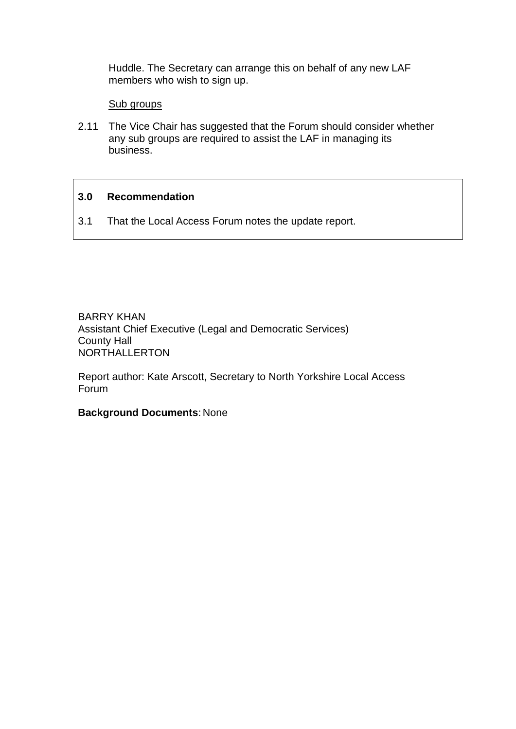Huddle. The Secretary can arrange this on behalf of any new LAF members who wish to sign up.

Sub groups

2.11 The Vice Chair has suggested that the Forum should consider whether any sub groups are required to assist the LAF in managing its business.

**3.0 Recommendation**

3.1 That the Local Access Forum notes the update report.

BARRY KHAN
Assistant Chief Executive (Legal and Democratic Services)
County Hall
NORTHALLERTON

Report author: Kate Arscott, Secretary to North Yorkshire Local Access Forum

**Background Documents**: None